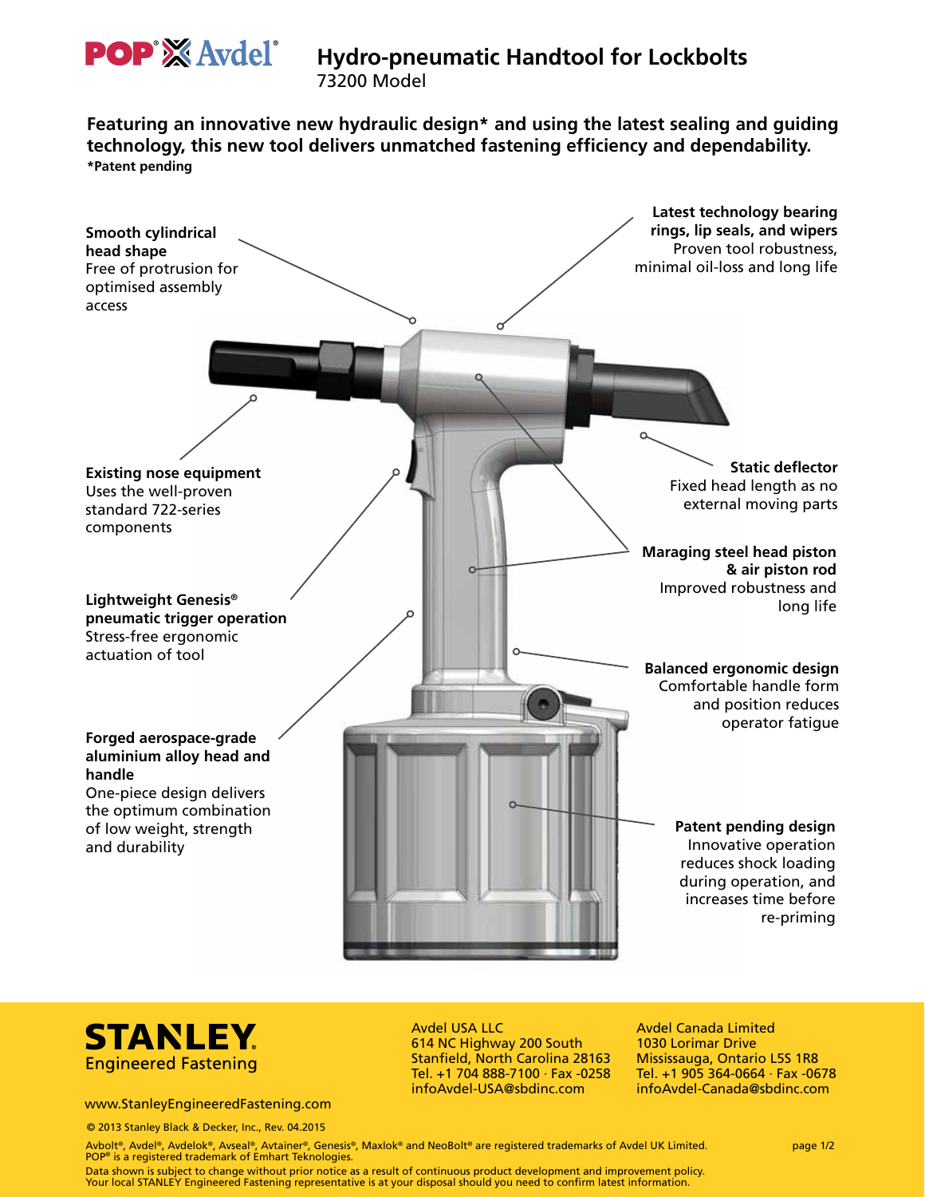POP® Avdel®

# Hydro-pneumatic Handtool for Lockbolts

73200 Model

**Featuring an innovative new hydraulic design* and using the latest sealing and guiding technology, this new tool delivers unmatched fastening efficiency and dependability.**
***Patent pending**

**Smooth cylindrical head shape**
Free of protrusion for optimised assembly access

**Latest technology bearing rings, lip seals, and wipers**
Proven tool robustness, minimal oil-loss and long life

**Existing nose equipment**
Uses the well-proven standard 722-series components

**Static deflector**
Fixed head length as no external moving parts

**Maraging steel head piston & air piston rod**
Improved robustness and long life

**Lightweight Genesis® pneumatic trigger operation**
Stress-free ergonomic actuation of tool

**Balanced ergonomic design**
Comfortable handle form and position reduces operator fatigue

**Forged aerospace-grade aluminium alloy head and handle**
One-piece design delivers the optimum combination of low weight, strength and durability

**Patent pending design**
Innovative operation reduces shock loading during operation, and increases time before re-priming

**STANLEY** Engineered Fastening

www.StanleyEngineeredFastening.com

Avdel USA LLC
614 NC Highway 200 South
Stanfield, North Carolina 28163
Tel. +1 704 888-7100 · Fax -0258
infoAvdel-USA@sbdinc.com

Avdel Canada Limited
1030 Lorimar Drive
Mississauga, Ontario L5S 1R8
Tel. +1 905 364-0664 · Fax -0678
infoAvdel-Canada@sbdinc.com

© 2013 Stanley Black & Decker, Inc., Rev. 04.2015

Avbolt®, Avdel®, Avdelok®, Avseal®, Avtainer®, Genesis®, Maxlok® and NeoBolt® are registered trademarks of Avdel UK Limited.
POP® is a registered trademark of Emhart Teknologies.

Data shown is subject to change without prior notice as a result of continuous product development and improvement policy.
Your local STANLEY Engineered Fastening representative is at your disposal should you need to confirm latest information.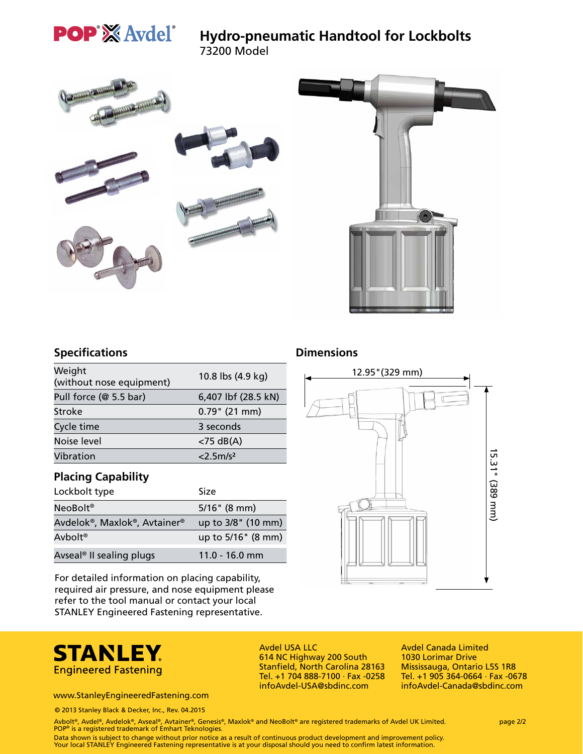POP® Avdel®

# Hydro-pneumatic Handtool for Lockbolts

73200 Model

## Specifications

| | |
|---|---|
| Weight (without nose equipment) | 10.8 lbs (4.9 kg) |
| Pull force (@ 5.5 bar) | 6,407 lbf (28.5 kN) |
| Stroke | 0.79" (21 mm) |
| Cycle time | 3 seconds |
| Noise level | <75 dB(A) |
| Vibration | <2.5m/s² |

## Placing Capability

| Lockbolt type | Size |
|---|---|
| NeoBolt® | 5/16" (8 mm) |
| Avdelok®, Maxlok®, Avtainer® | up to 3/8" (10 mm) |
| Avbolt® | up to 5/16" (8 mm) |
| Avseal® II sealing plugs | 11.0 - 16.0 mm |

For detailed information on placing capability, required air pressure, and nose equipment please refer to the tool manual or contact your local STANLEY Engineered Fastening representative.

## Dimensions

12.95"(329 mm)

15.31" (389 mm)

**STANLEY** Engineered Fastening

www.StanleyEngineeredFastening.com

Avdel USA LLC
614 NC Highway 200 South
Stanfield, North Carolina 28163
Tel. +1 704 888-7100 · Fax -0258
infoAvdel-USA@sbdinc.com

Avdel Canada Limited
1030 Lorimar Drive
Mississauga, Ontario L5S 1R8
Tel. +1 905 364-0664 · Fax -0678
infoAvdel-Canada@sbdinc.com

© 2013 Stanley Black & Decker, Inc., Rev. 04.2015

Avbolt®, Avdel®, Avdelok®, Avseal®, Avtainer®, Genesis®, Maxlok® and NeoBolt® are registered trademarks of Avdel UK Limited.
POP® is a registered trademark of Emhart Teknologies.

Data shown is subject to change without prior notice as a result of continuous product development and improvement policy.
Your local STANLEY Engineered Fastening representative is at your disposal should you need to confirm latest information.